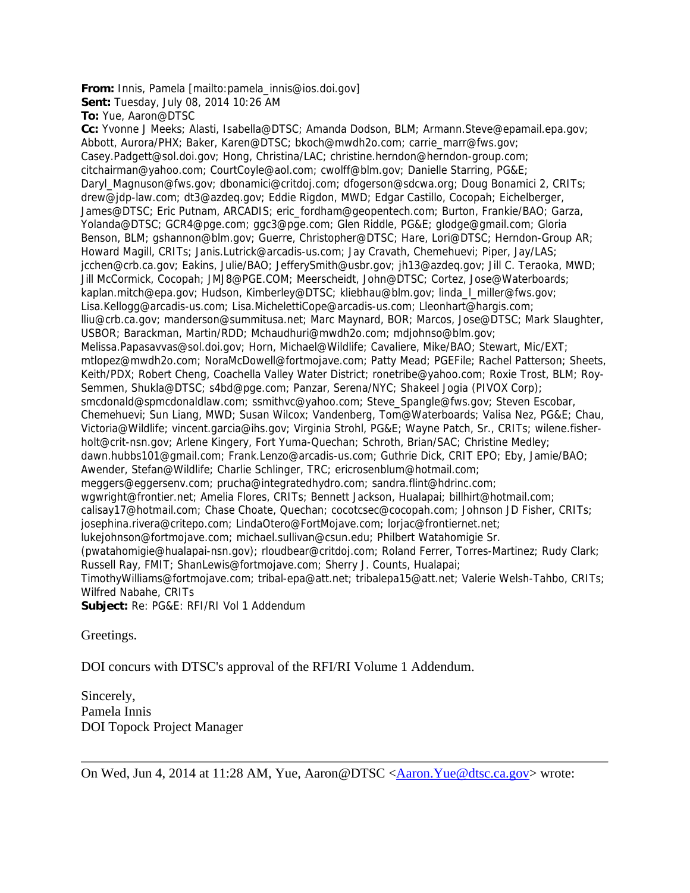**From:** Innis, Pamela [mailto:pamela_innis@ios.doi.gov]
**Sent:** Tuesday, July 08, 2014 10:26 AM
**To:** Yue, Aaron@DTSC
**Cc:** Yvonne J Meeks; Alasti, Isabella@DTSC; Amanda Dodson, BLM; Armann.Steve@epamail.epa.gov; Abbott, Aurora/PHX; Baker, Karen@DTSC; bkoch@mwdh2o.com; carrie_marr@fws.gov; Casey.Padgett@sol.doi.gov; Hong, Christina/LAC; christine.herndon@herndon-group.com; citchairman@yahoo.com; CourtCoyle@aol.com; cwolff@blm.gov; Danielle Starring, PG&E; Daryl_Magnuson@fws.gov; dbonamici@critdoj.com; dfogerson@sdcwa.org; Doug Bonamici 2, CRITs; drew@jdp-law.com; dt3@azdeq.gov; Eddie Rigdon, MWD; Edgar Castillo, Cocopah; Eichelberger, James@DTSC; Eric Putnam, ARCADIS; eric_fordham@geopentech.com; Burton, Frankie/BAO; Garza, Yolanda@DTSC; GCR4@pge.com; ggc3@pge.com; Glen Riddle, PG&E; glodge@gmail.com; Gloria Benson, BLM; gshannon@blm.gov; Guerre, Christopher@DTSC; Hare, Lori@DTSC; Herndon-Group AR; Howard Magill, CRITs; Janis.Lutrick@arcadis-us.com; Jay Cravath, Chemehuevi; Piper, Jay/LAS; jcchen@crb.ca.gov; Eakins, Julie/BAO; JefferySmith@usbr.gov; jh13@azdeq.gov; Jill C. Teraoka, MWD; Jill McCormick, Cocopah; JMJ8@PGE.COM; Meerscheidt, John@DTSC; Cortez, Jose@Waterboards; kaplan.mitch@epa.gov; Hudson, Kimberley@DTSC; kliebhau@blm.gov; linda_l_miller@fws.gov; Lisa.Kellogg@arcadis-us.com; Lisa.MichelettiCope@arcadis-us.com; Lleonhart@hargis.com; lliu@crb.ca.gov; manderson@summitusa.net; Marc Maynard, BOR; Marcos, Jose@DTSC; Mark Slaughter, USBOR; Barackman, Martin/RDD; Mchaudhuri@mwdh2o.com; mdjohnso@blm.gov; Melissa.Papasavvas@sol.doi.gov; Horn, Michael@Wildlife; Cavaliere, Mike/BAO; Stewart, Mic/EXT; mtlopez@mwdh2o.com; NoraMcDowell@fortmojave.com; Patty Mead; PGEFile; Rachel Patterson; Sheets, Keith/PDX; Robert Cheng, Coachella Valley Water District; ronetribe@yahoo.com; Roxie Trost, BLM; Roy-Semmen, Shukla@DTSC; s4bd@pge.com; Panzar, Serena/NYC; Shakeel Jogia (PIVOX Corp); smcdonald@spmcdonaldlaw.com; ssmithvc@yahoo.com; Steve_Spangle@fws.gov; Steven Escobar, Chemehuevi; Sun Liang, MWD; Susan Wilcox; Vandenberg, Tom@Waterboards; Valisa Nez, PG&E; Chau, Victoria@Wildlife; vincent.garcia@ihs.gov; Virginia Strohl, PG&E; Wayne Patch, Sr., CRITs; wilene.fisher-holt@crit-nsn.gov; Arlene Kingery, Fort Yuma-Quechan; Schroth, Brian/SAC; Christine Medley; dawn.hubbs101@gmail.com; Frank.Lenzo@arcadis-us.com; Guthrie Dick, CRIT EPO; Eby, Jamie/BAO; Awender, Stefan@Wildlife; Charlie Schlinger, TRC; ericrosenblum@hotmail.com; meggers@eggersenv.com; prucha@integratedhydro.com; sandra.flint@hdrinc.com; wgwright@frontier.net; Amelia Flores, CRITs; Bennett Jackson, Hualapai; billhirt@hotmail.com; calisay17@hotmail.com; Chase Choate, Quechan; cocotcsec@cocopah.com; Johnson JD Fisher, CRITs; josephina.rivera@critepo.com; LindaOtero@FortMojave.com; lorjac@frontiernet.net; lukejohnson@fortmojave.com; michael.sullivan@csun.edu; Philbert Watahomigie Sr. (pwatahomigie@hualapai-nsn.gov); rloudbear@critdoj.com; Roland Ferrer, Torres-Martinez; Rudy Clark; Russell Ray, FMIT; ShanLewis@fortmojave.com; Sherry J. Counts, Hualapai; TimothyWilliams@fortmojave.com; tribal-epa@att.net; tribalepa15@att.net; Valerie Welsh-Tahbo, CRITs; Wilfred Nabahe, CRITs
**Subject:** Re: PG&E: RFI/RI Vol 1 Addendum

Greetings.

DOI concurs with DTSC's approval of the RFI/RI Volume 1 Addendum.

Sincerely,
Pamela Innis
DOI Topock Project Manager

---

On Wed, Jun 4, 2014 at 11:28 AM, Yue, Aaron@DTSC <Aaron.Yue@dtsc.ca.gov> wrote: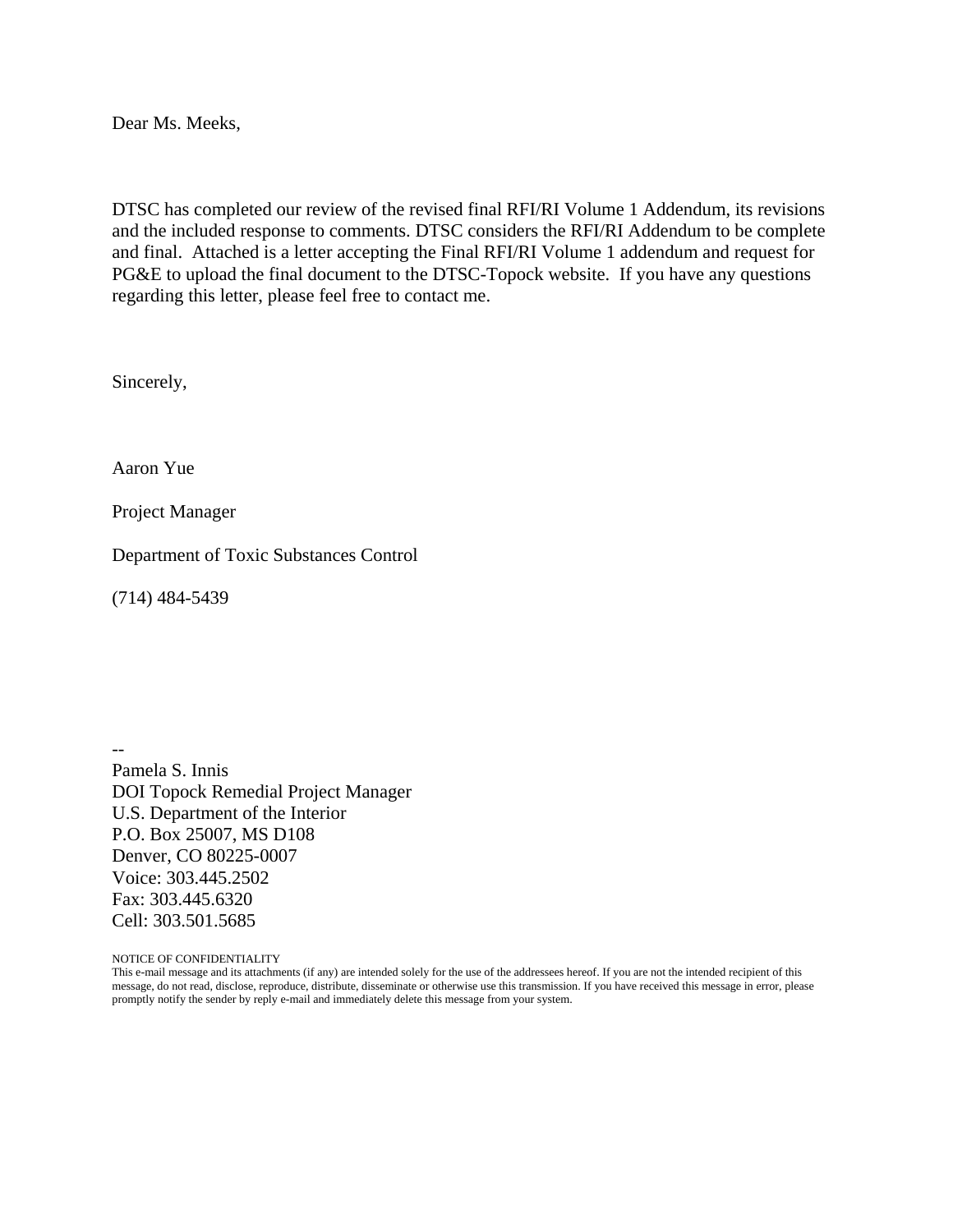Dear Ms. Meeks,

DTSC has completed our review of the revised final RFI/RI Volume 1 Addendum, its revisions and the included response to comments. DTSC considers the RFI/RI Addendum to be complete and final. Attached is a letter accepting the Final RFI/RI Volume 1 addendum and request for PG&E to upload the final document to the DTSC-Topock website. If you have any questions regarding this letter, please feel free to contact me.

Sincerely,

Aaron Yue

Project Manager

Department of Toxic Substances Control

(714) 484-5439

--
Pamela S. Innis
DOI Topock Remedial Project Manager
U.S. Department of the Interior
P.O. Box 25007, MS D108
Denver, CO 80225-0007
Voice: 303.445.2502
Fax: 303.445.6320
Cell: 303.501.5685

NOTICE OF CONFIDENTIALITY
This e-mail message and its attachments (if any) are intended solely for the use of the addressees hereof. If you are not the intended recipient of this message, do not read, disclose, reproduce, distribute, disseminate or otherwise use this transmission. If you have received this message in error, please promptly notify the sender by reply e-mail and immediately delete this message from your system.